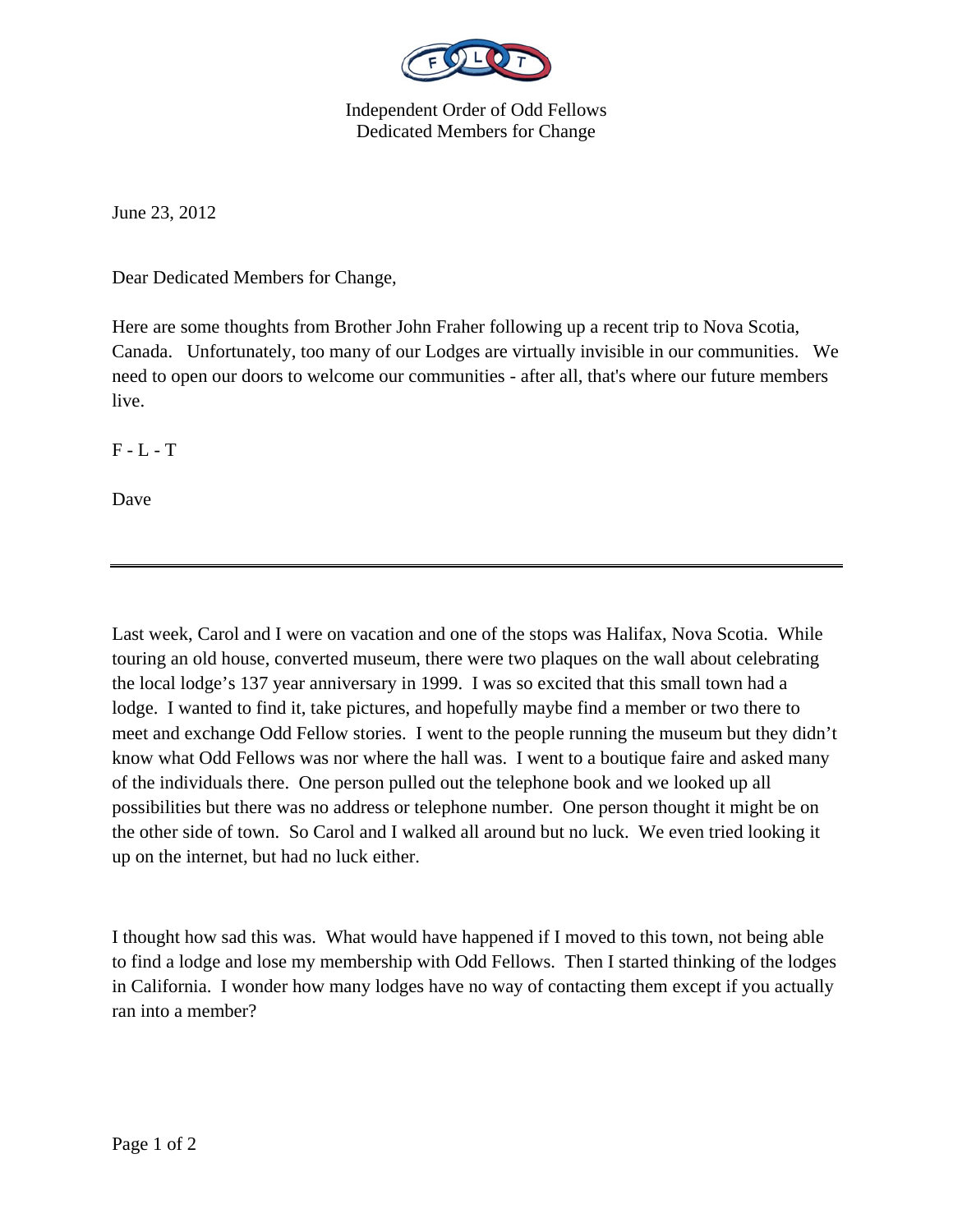Independent Order of Odd Fellows
Dedicated Members for Change

June 23, 2012

Dear Dedicated Members for Change,

Here are some thoughts from Brother John Fraher following up a recent trip to Nova Scotia, Canada. Unfortunately, too many of our Lodges are virtually invisible in our communities. We need to open our doors to welcome our communities - after all, that's where our future members live.

F - L - T

Dave

---

Last week, Carol and I were on vacation and one of the stops was Halifax, Nova Scotia. While touring an old house, converted museum, there were two plaques on the wall about celebrating the local lodge's 137 year anniversary in 1999. I was so excited that this small town had a lodge. I wanted to find it, take pictures, and hopefully maybe find a member or two there to meet and exchange Odd Fellow stories. I went to the people running the museum but they didn't know what Odd Fellows was nor where the hall was. I went to a boutique faire and asked many of the individuals there. One person pulled out the telephone book and we looked up all possibilities but there was no address or telephone number. One person thought it might be on the other side of town. So Carol and I walked all around but no luck. We even tried looking it up on the internet, but had no luck either.

I thought how sad this was. What would have happened if I moved to this town, not being able to find a lodge and lose my membership with Odd Fellows. Then I started thinking of the lodges in California. I wonder how many lodges have no way of contacting them except if you actually ran into a member?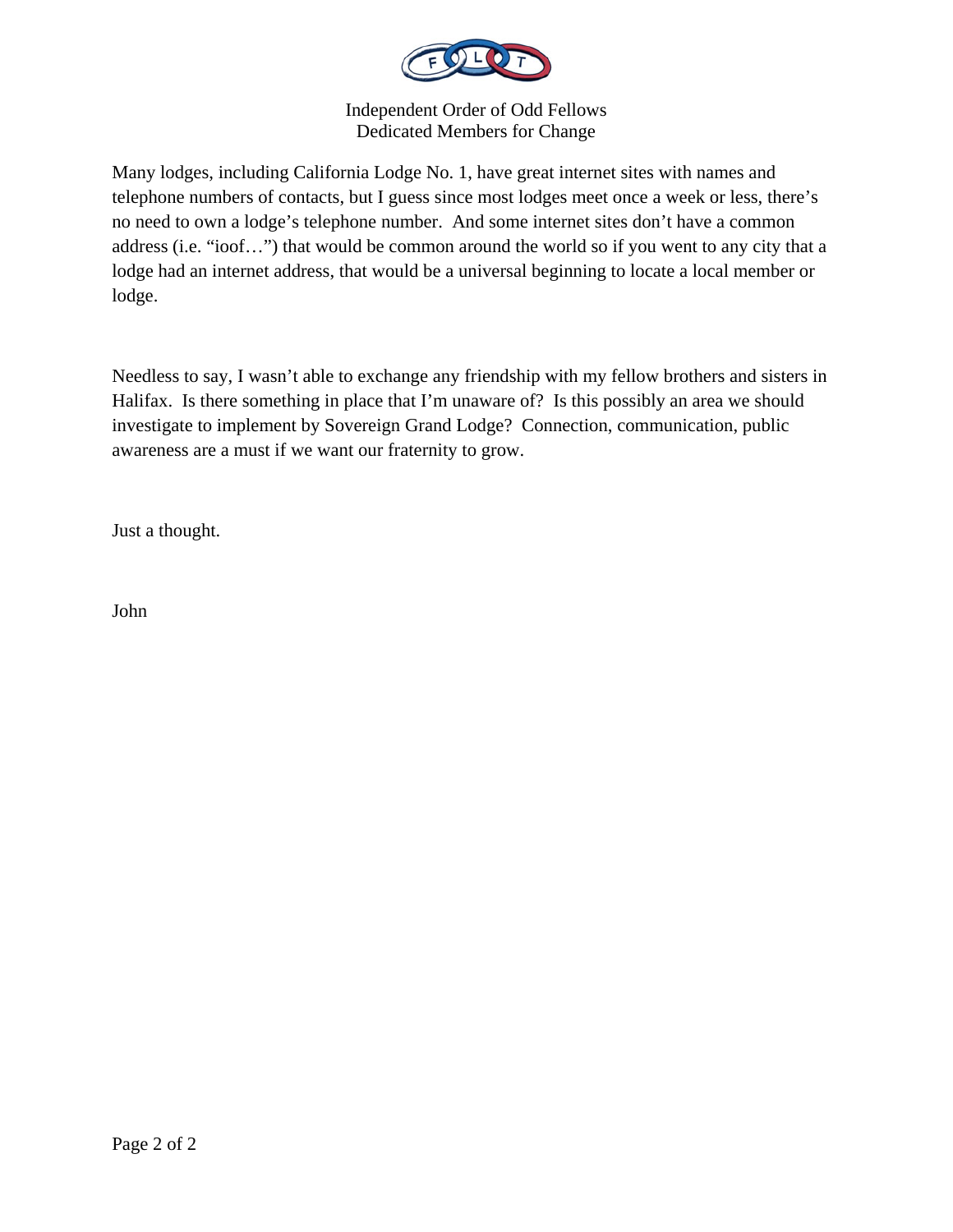Independent Order of Odd Fellows
Dedicated Members for Change

Many lodges, including California Lodge No. 1, have great internet sites with names and telephone numbers of contacts, but I guess since most lodges meet once a week or less, there's no need to own a lodge's telephone number. And some internet sites don't have a common address (i.e. "ioof…") that would be common around the world so if you went to any city that a lodge had an internet address, that would be a universal beginning to locate a local member or lodge.

Needless to say, I wasn't able to exchange any friendship with my fellow brothers and sisters in Halifax. Is there something in place that I'm unaware of? Is this possibly an area we should investigate to implement by Sovereign Grand Lodge? Connection, communication, public awareness are a must if we want our fraternity to grow.

Just a thought.

John